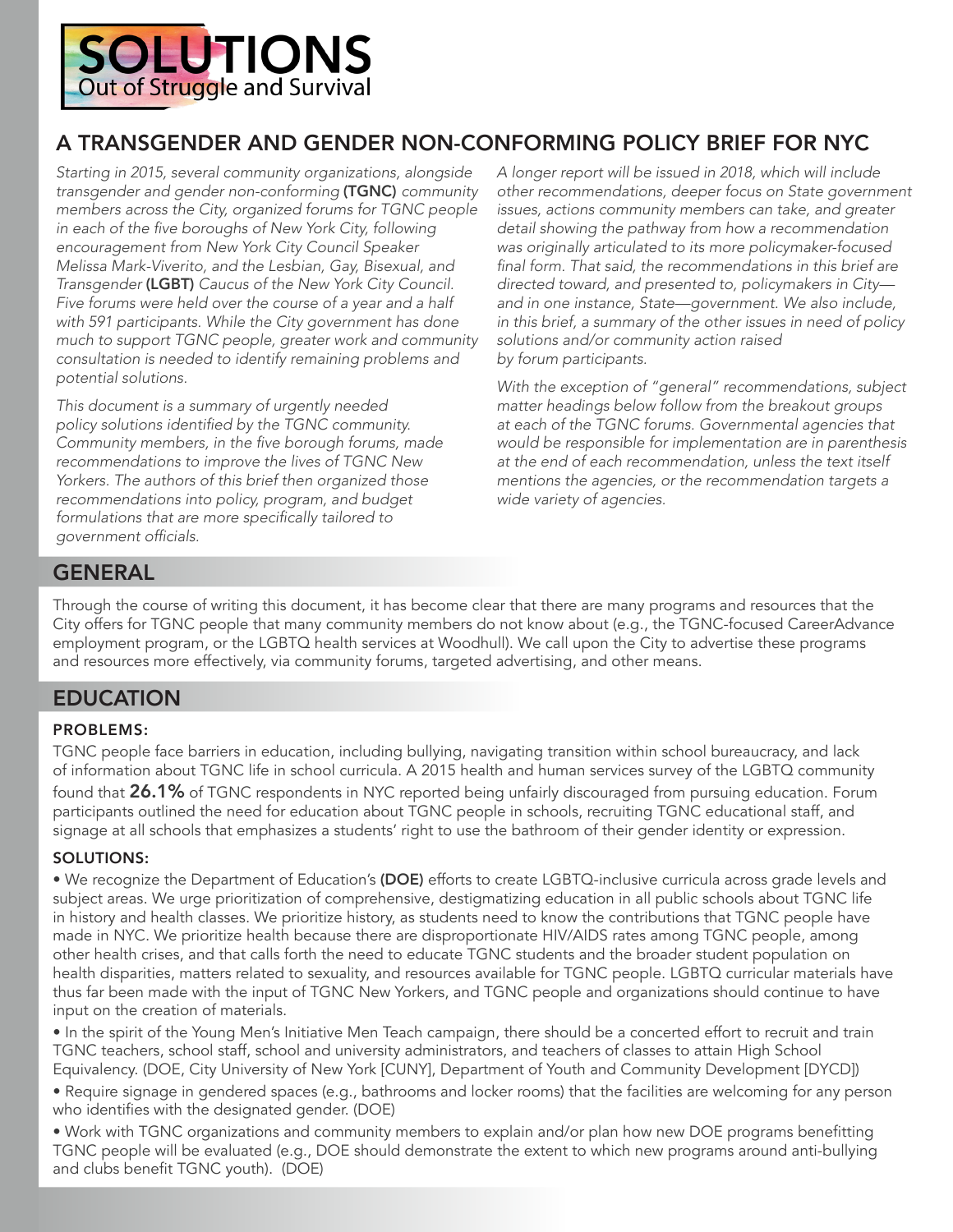# SOLUTIONS

Out of Struggle and Survival

## A TRANSGENDER AND GENDER NON-CONFORMING POLICY BRIEF FOR NYC

*Starting in 2015, several community organizations, alongside transgender and gender non-conforming* **(TGNC)** *community members across the City, organized forums for TGNC people in each of the five boroughs of New York City, following encouragement from New York City Council Speaker Melissa Mark-Viverito, and the Lesbian, Gay, Bisexual, and Transgender* **(LGBT)** *Caucus of the New York City Council. Five forums were held over the course of a year and a half with 591 participants. While the City government has done much to support TGNC people, greater work and community consultation is needed to identify remaining problems and potential solutions.*

*This document is a summary of urgently needed policy solutions identified by the TGNC community. Community members, in the five borough forums, made recommendations to improve the lives of TGNC New Yorkers. The authors of this brief then organized those recommendations into policy, program, and budget formulations that are more specifically tailored to government officials.*

*A longer report will be issued in 2018, which will include other recommendations, deeper focus on State government issues, actions community members can take, and greater detail showing the pathway from how a recommendation was originally articulated to its more policymaker-focused final form. That said, the recommendations in this brief are directed toward, and presented to, policymakers in City—and in one instance, State—government. We also include, in this brief, a summary of the other issues in need of policy solutions and/or community action raised by forum participants.*

*With the exception of "general" recommendations, subject matter headings below follow from the breakout groups at each of the TGNC forums. Governmental agencies that would be responsible for implementation are in parenthesis at the end of each recommendation, unless the text itself mentions the agencies, or the recommendation targets a wide variety of agencies.*

## GENERAL

Through the course of writing this document, it has become clear that there are many programs and resources that the City offers for TGNC people that many community members do not know about (e.g., the TGNC-focused CareerAdvance employment program, or the LGBTQ health services at Woodhull). We call upon the City to advertise these programs and resources more effectively, via community forums, targeted advertising, and other means.

## EDUCATION

### PROBLEMS:

TGNC people face barriers in education, including bullying, navigating transition within school bureaucracy, and lack of information about TGNC life in school curricula. A 2015 health and human services survey of the LGBTQ community found that **26.1%** of TGNC respondents in NYC reported being unfairly discouraged from pursuing education. Forum participants outlined the need for education about TGNC people in schools, recruiting TGNC educational staff, and signage at all schools that emphasizes a students' right to use the bathroom of their gender identity or expression.

### SOLUTIONS:

- We recognize the Department of Education's **(DOE)** efforts to create LGBTQ-inclusive curricula across grade levels and subject areas. We urge prioritization of comprehensive, destigmatizing education in all public schools about TGNC life in history and health classes. We prioritize history, as students need to know the contributions that TGNC people have made in NYC. We prioritize health because there are disproportionate HIV/AIDS rates among TGNC people, among other health crises, and that calls forth the need to educate TGNC students and the broader student population on health disparities, matters related to sexuality, and resources available for TGNC people. LGBTQ curricular materials have thus far been made with the input of TGNC New Yorkers, and TGNC people and organizations should continue to have input on the creation of materials.
- In the spirit of the Young Men's Initiative Men Teach campaign, there should be a concerted effort to recruit and train TGNC teachers, school staff, school and university administrators, and teachers of classes to attain High School Equivalency. (DOE, City University of New York [CUNY], Department of Youth and Community Development [DYCD])
- Require signage in gendered spaces (e.g., bathrooms and locker rooms) that the facilities are welcoming for any person who identifies with the designated gender. (DOE)
- Work with TGNC organizations and community members to explain and/or plan how new DOE programs benefitting TGNC people will be evaluated (e.g., DOE should demonstrate the extent to which new programs around anti-bullying and clubs benefit TGNC youth). (DOE)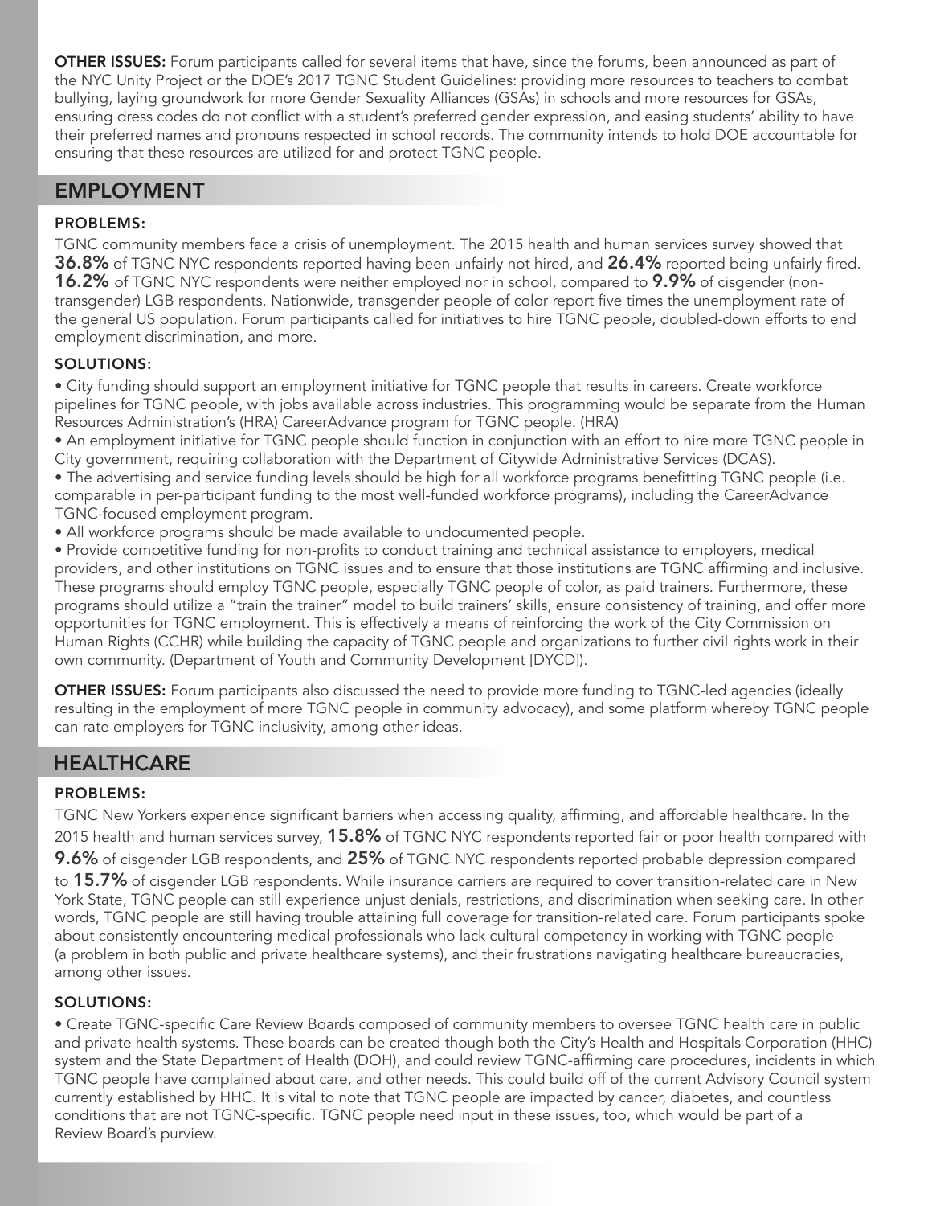**OTHER ISSUES:** Forum participants called for several items that have, since the forums, been announced as part of the NYC Unity Project or the DOE's 2017 TGNC Student Guidelines: providing more resources to teachers to combat bullying, laying groundwork for more Gender Sexuality Alliances (GSAs) in schools and more resources for GSAs, ensuring dress codes do not conflict with a student's preferred gender expression, and easing students' ability to have their preferred names and pronouns respected in school records. The community intends to hold DOE accountable for ensuring that these resources are utilized for and protect TGNC people.

## EMPLOYMENT

### PROBLEMS:

TGNC community members face a crisis of unemployment. The 2015 health and human services survey showed that **36.8%** of TGNC NYC respondents reported having been unfairly not hired, and **26.4%** reported being unfairly fired. **16.2%** of TGNC NYC respondents were neither employed nor in school, compared to **9.9%** of cisgender (non-transgender) LGB respondents. Nationwide, transgender people of color report five times the unemployment rate of the general US population. Forum participants called for initiatives to hire TGNC people, doubled-down efforts to end employment discrimination, and more.

### SOLUTIONS:

- City funding should support an employment initiative for TGNC people that results in careers. Create workforce pipelines for TGNC people, with jobs available across industries. This programming would be separate from the Human Resources Administration's (HRA) CareerAdvance program for TGNC people. (HRA)
- An employment initiative for TGNC people should function in conjunction with an effort to hire more TGNC people in City government, requiring collaboration with the Department of Citywide Administrative Services (DCAS).
- The advertising and service funding levels should be high for all workforce programs benefitting TGNC people (i.e. comparable in per-participant funding to the most well-funded workforce programs), including the CareerAdvance TGNC-focused employment program.
- All workforce programs should be made available to undocumented people.
- Provide competitive funding for non-profits to conduct training and technical assistance to employers, medical providers, and other institutions on TGNC issues and to ensure that those institutions are TGNC affirming and inclusive. These programs should employ TGNC people, especially TGNC people of color, as paid trainers. Furthermore, these programs should utilize a "train the trainer" model to build trainers' skills, ensure consistency of training, and offer more opportunities for TGNC employment. This is effectively a means of reinforcing the work of the City Commission on Human Rights (CCHR) while building the capacity of TGNC people and organizations to further civil rights work in their own community. (Department of Youth and Community Development [DYCD]).

**OTHER ISSUES:** Forum participants also discussed the need to provide more funding to TGNC-led agencies (ideally resulting in the employment of more TGNC people in community advocacy), and some platform whereby TGNC people can rate employers for TGNC inclusivity, among other ideas.

## HEALTHCARE

### PROBLEMS:

TGNC New Yorkers experience significant barriers when accessing quality, affirming, and affordable healthcare. In the 2015 health and human services survey, **15.8%** of TGNC NYC respondents reported fair or poor health compared with **9.6%** of cisgender LGB respondents, and **25%** of TGNC NYC respondents reported probable depression compared to **15.7%** of cisgender LGB respondents. While insurance carriers are required to cover transition-related care in New York State, TGNC people can still experience unjust denials, restrictions, and discrimination when seeking care. In other words, TGNC people are still having trouble attaining full coverage for transition-related care. Forum participants spoke about consistently encountering medical professionals who lack cultural competency in working with TGNC people (a problem in both public and private healthcare systems), and their frustrations navigating healthcare bureaucracies, among other issues.

### SOLUTIONS:

- Create TGNC-specific Care Review Boards composed of community members to oversee TGNC health care in public and private health systems. These boards can be created though both the City's Health and Hospitals Corporation (HHC) system and the State Department of Health (DOH), and could review TGNC-affirming care procedures, incidents in which TGNC people have complained about care, and other needs. This could build off of the current Advisory Council system currently established by HHC. It is vital to note that TGNC people are impacted by cancer, diabetes, and countless conditions that are not TGNC-specific. TGNC people need input in these issues, too, which would be part of a Review Board's purview.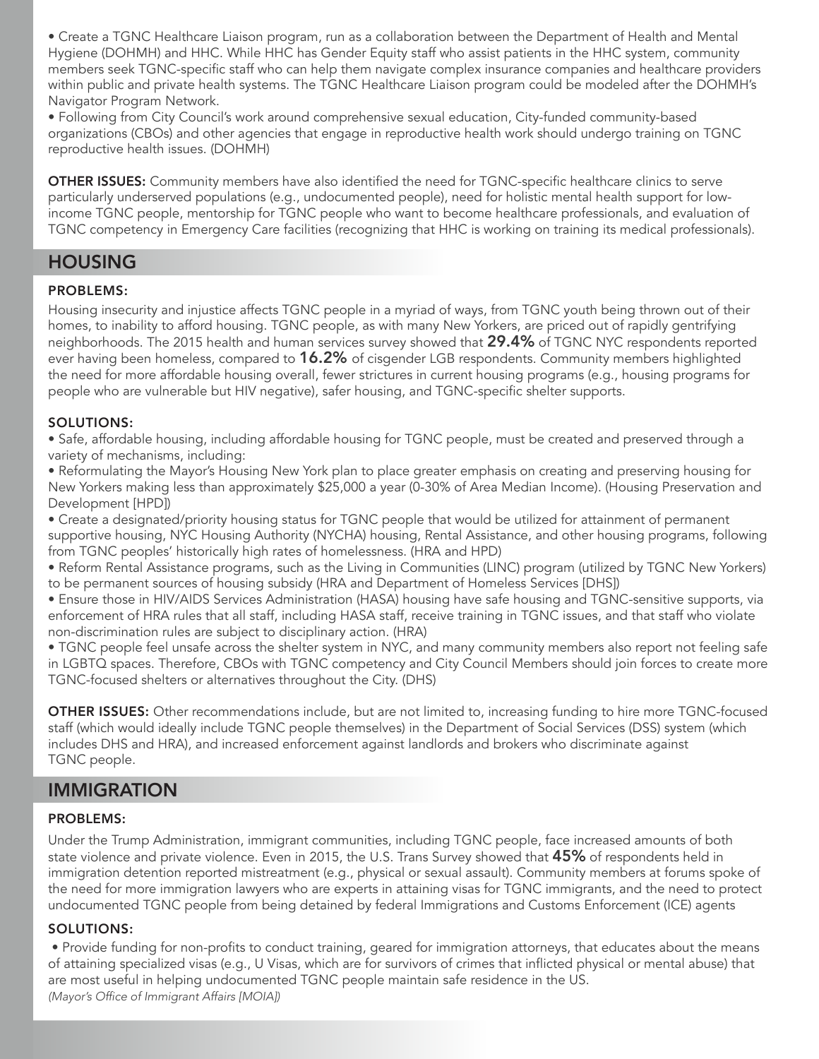- Create a TGNC Healthcare Liaison program, run as a collaboration between the Department of Health and Mental Hygiene (DOHMH) and HHC. While HHC has Gender Equity staff who assist patients in the HHC system, community members seek TGNC-specific staff who can help them navigate complex insurance companies and healthcare providers within public and private health systems. The TGNC Healthcare Liaison program could be modeled after the DOHMH's Navigator Program Network.
- Following from City Council's work around comprehensive sexual education, City-funded community-based organizations (CBOs) and other agencies that engage in reproductive health work should undergo training on TGNC reproductive health issues. (DOHMH)

**OTHER ISSUES:** Community members have also identified the need for TGNC-specific healthcare clinics to serve particularly underserved populations (e.g., undocumented people), need for holistic mental health support for low-income TGNC people, mentorship for TGNC people who want to become healthcare professionals, and evaluation of TGNC competency in Emergency Care facilities (recognizing that HHC is working on training its medical professionals).

## HOUSING

### PROBLEMS:

Housing insecurity and injustice affects TGNC people in a myriad of ways, from TGNC youth being thrown out of their homes, to inability to afford housing. TGNC people, as with many New Yorkers, are priced out of rapidly gentrifying neighborhoods. The 2015 health and human services survey showed that **29.4%** of TGNC NYC respondents reported ever having been homeless, compared to **16.2%** of cisgender LGB respondents. Community members highlighted the need for more affordable housing overall, fewer strictures in current housing programs (e.g., housing programs for people who are vulnerable but HIV negative), safer housing, and TGNC-specific shelter supports.

### SOLUTIONS:

- Safe, affordable housing, including affordable housing for TGNC people, must be created and preserved through a variety of mechanisms, including:
- Reformulating the Mayor's Housing New York plan to place greater emphasis on creating and preserving housing for New Yorkers making less than approximately $25,000 a year (0-30% of Area Median Income). (Housing Preservation and Development [HPD])
- Create a designated/priority housing status for TGNC people that would be utilized for attainment of permanent supportive housing, NYC Housing Authority (NYCHA) housing, Rental Assistance, and other housing programs, following from TGNC peoples' historically high rates of homelessness. (HRA and HPD)
- Reform Rental Assistance programs, such as the Living in Communities (LINC) program (utilized by TGNC New Yorkers) to be permanent sources of housing subsidy (HRA and Department of Homeless Services [DHS])
- Ensure those in HIV/AIDS Services Administration (HASA) housing have safe housing and TGNC-sensitive supports, via enforcement of HRA rules that all staff, including HASA staff, receive training in TGNC issues, and that staff who violate non-discrimination rules are subject to disciplinary action. (HRA)
- TGNC people feel unsafe across the shelter system in NYC, and many community members also report not feeling safe in LGBTQ spaces. Therefore, CBOs with TGNC competency and City Council Members should join forces to create more TGNC-focused shelters or alternatives throughout the City. (DHS)

**OTHER ISSUES:** Other recommendations include, but are not limited to, increasing funding to hire more TGNC-focused staff (which would ideally include TGNC people themselves) in the Department of Social Services (DSS) system (which includes DHS and HRA), and increased enforcement against landlords and brokers who discriminate against TGNC people.

## IMMIGRATION

### PROBLEMS:

Under the Trump Administration, immigrant communities, including TGNC people, face increased amounts of both state violence and private violence. Even in 2015, the U.S. Trans Survey showed that **45%** of respondents held in immigration detention reported mistreatment (e.g., physical or sexual assault). Community members at forums spoke of the need for more immigration lawyers who are experts in attaining visas for TGNC immigrants, and the need to protect undocumented TGNC people from being detained by federal Immigrations and Customs Enforcement (ICE) agents

### SOLUTIONS:

- Provide funding for non-profits to conduct training, geared for immigration attorneys, that educates about the means of attaining specialized visas (e.g., U Visas, which are for survivors of crimes that inflicted physical or mental abuse) that are most useful in helping undocumented TGNC people maintain safe residence in the US. *(Mayor's Office of Immigrant Affairs [MOIA])*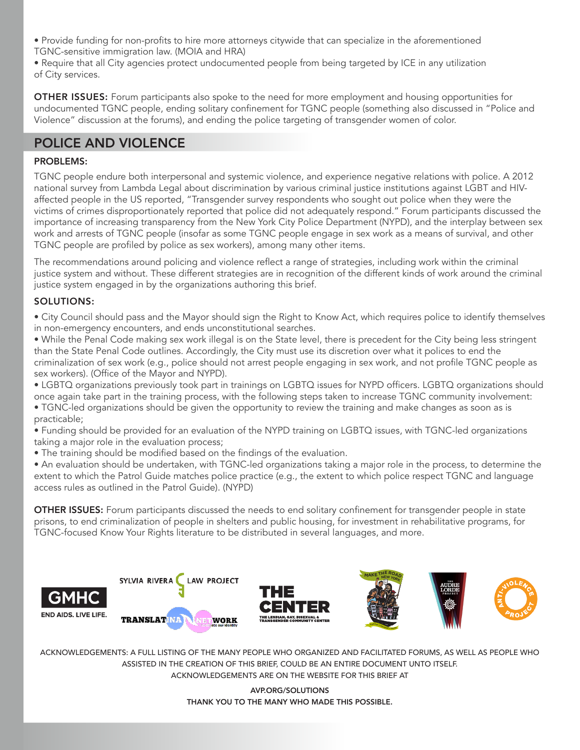- Provide funding for non-profits to hire more attorneys citywide that can specialize in the aforementioned TGNC-sensitive immigration law. (MOIA and HRA)
- Require that all City agencies protect undocumented people from being targeted by ICE in any utilization of City services.

**OTHER ISSUES:** Forum participants also spoke to the need for more employment and housing opportunities for undocumented TGNC people, ending solitary confinement for TGNC people (something also discussed in "Police and Violence" discussion at the forums), and ending the police targeting of transgender women of color.

## POLICE AND VIOLENCE

### PROBLEMS:

TGNC people endure both interpersonal and systemic violence, and experience negative relations with police. A 2012 national survey from Lambda Legal about discrimination by various criminal justice institutions against LGBT and HIV-affected people in the US reported, "Transgender survey respondents who sought out police when they were the victims of crimes disproportionately reported that police did not adequately respond." Forum participants discussed the importance of increasing transparency from the New York City Police Department (NYPD), and the interplay between sex work and arrests of TGNC people (insofar as some TGNC people engage in sex work as a means of survival, and other TGNC people are profiled by police as sex workers), among many other items.

The recommendations around policing and violence reflect a range of strategies, including work within the criminal justice system and without. These different strategies are in recognition of the different kinds of work around the criminal justice system engaged in by the organizations authoring this brief.

### SOLUTIONS:

- City Council should pass and the Mayor should sign the Right to Know Act, which requires police to identify themselves in non-emergency encounters, and ends unconstitutional searches.
- While the Penal Code making sex work illegal is on the State level, there is precedent for the City being less stringent than the State Penal Code outlines. Accordingly, the City must use its discretion over what it polices to end the criminalization of sex work (e.g., police should not arrest people engaging in sex work, and not profile TGNC people as sex workers). (Office of the Mayor and NYPD).
- LGBTQ organizations previously took part in trainings on LGBTQ issues for NYPD officers. LGBTQ organizations should once again take part in the training process, with the following steps taken to increase TGNC community involvement:
- TGNC-led organizations should be given the opportunity to review the training and make changes as soon as is practicable;
- Funding should be provided for an evaluation of the NYPD training on LGBTQ issues, with TGNC-led organizations taking a major role in the evaluation process;
- The training should be modified based on the findings of the evaluation.
- An evaluation should be undertaken, with TGNC-led organizations taking a major role in the process, to determine the extent to which the Patrol Guide matches police practice (e.g., the extent to which police respect TGNC and language access rules as outlined in the Patrol Guide). (NYPD)

**OTHER ISSUES:** Forum participants discussed the needs to end solitary confinement for transgender people in state prisons, to end criminalization of people in shelters and public housing, for investment in rehabilitative programs, for TGNC-focused Know Your Rights literature to be distributed in several languages, and more.

GMHC END AIDS. LIVE LIFE.

SYLVIA RIVERA LAW PROJECT

TRANSLATINA NETWORK

THE CENTER — THE LESBIAN, GAY, BISEXUAL & TRANSGENDER COMMUNITY CENTER

MAKE THE ROAD NEW YORK

THE AUDRE LORDE PROJECT

ANTI-VIOLENCE PROJECT

ACKNOWLEDGEMENTS: A FULL LISTING OF THE MANY PEOPLE WHO ORGANIZED AND FACILITATED FORUMS, AS WELL AS PEOPLE WHO ASSISTED IN THE CREATION OF THIS BRIEF, COULD BE AN ENTIRE DOCUMENT UNTO ITSELF. ACKNOWLEDGEMENTS ARE ON THE WEBSITE FOR THIS BRIEF AT

AVP.ORG/SOLUTIONS

THANK YOU TO THE MANY WHO MADE THIS POSSIBLE.